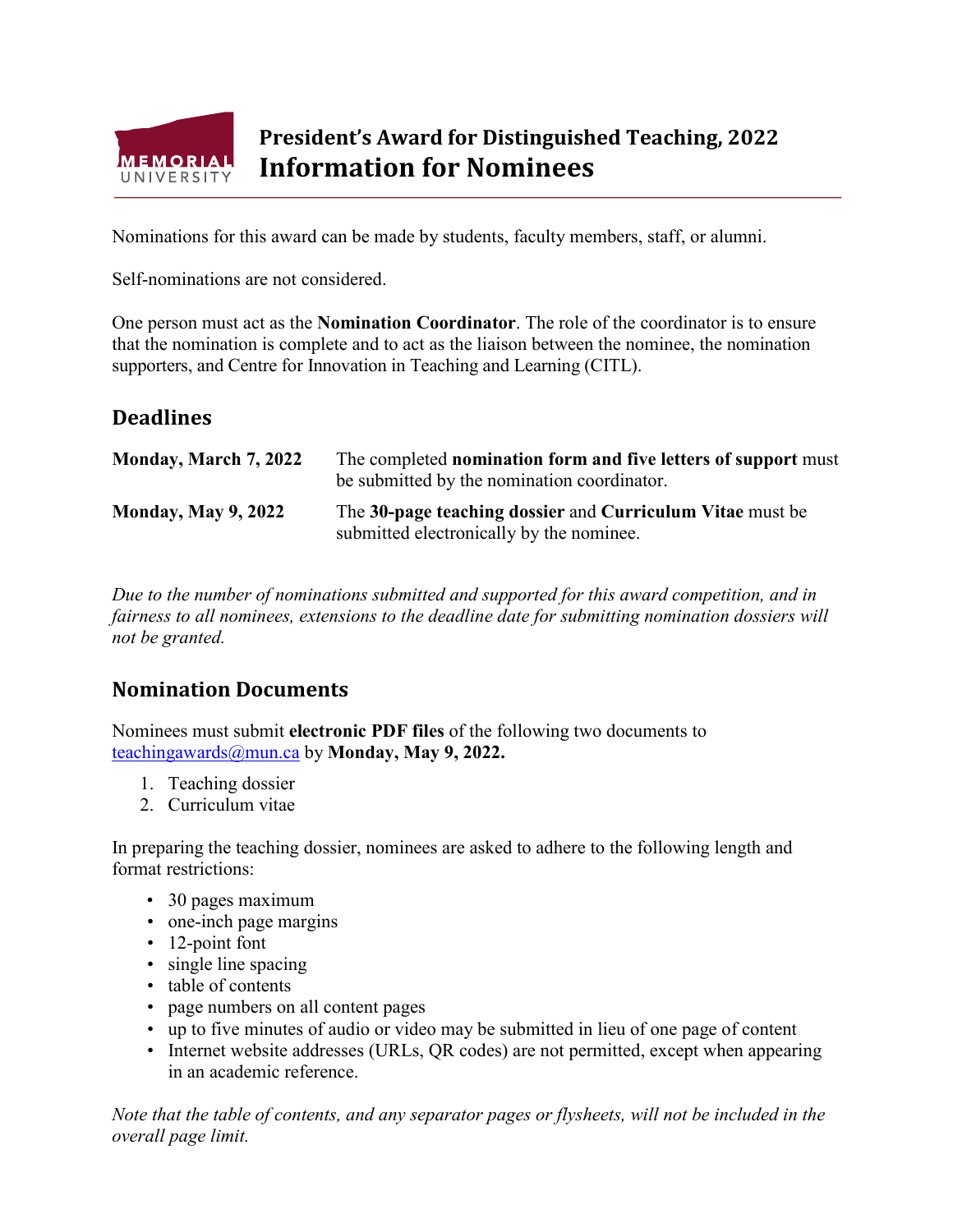# President's Award for Distinguished Teaching, 2022
# Information for Nominees

Nominations for this award can be made by students, faculty members, staff, or alumni.

Self-nominations are not considered.

One person must act as the **Nomination Coordinator**. The role of the coordinator is to ensure that the nomination is complete and to act as the liaison between the nominee, the nomination supporters, and Centre for Innovation in Teaching and Learning (CITL).

## Deadlines

| | |
|---|---|
| **Monday, March 7, 2022** | The completed **nomination form and five letters of support** must be submitted by the nomination coordinator. |
| **Monday, May 9, 2022** | The **30-page teaching dossier** and **Curriculum Vitae** must be submitted electronically by the nominee. |

*Due to the number of nominations submitted and supported for this award competition, and in fairness to all nominees, extensions to the deadline date for submitting nomination dossiers will not be granted.*

## Nomination Documents

Nominees must submit **electronic PDF files** of the following two documents to teachingawards@mun.ca by **Monday, May 9, 2022.**

1. Teaching dossier
2. Curriculum vitae

In preparing the teaching dossier, nominees are asked to adhere to the following length and format restrictions:

- 30 pages maximum
- one-inch page margins
- 12-point font
- single line spacing
- table of contents
- page numbers on all content pages
- up to five minutes of audio or video may be submitted in lieu of one page of content
- Internet website addresses (URLs, QR codes) are not permitted, except when appearing in an academic reference.

*Note that the table of contents, and any separator pages or flysheets, will not be included in the overall page limit.*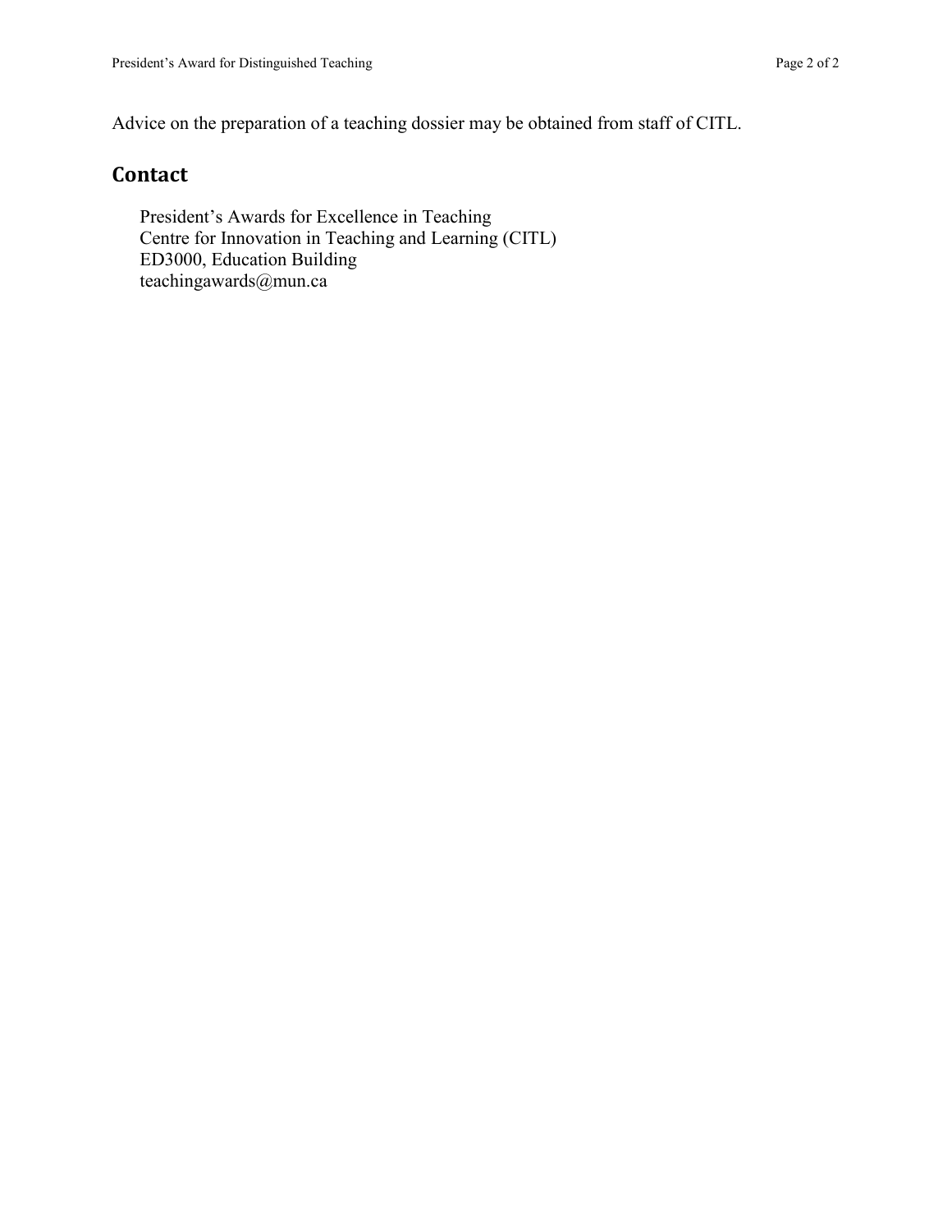Advice on the preparation of a teaching dossier may be obtained from staff of CITL.

## Contact

President's Awards for Excellence in Teaching
Centre for Innovation in Teaching and Learning (CITL)
ED3000, Education Building
teachingawards@mun.ca